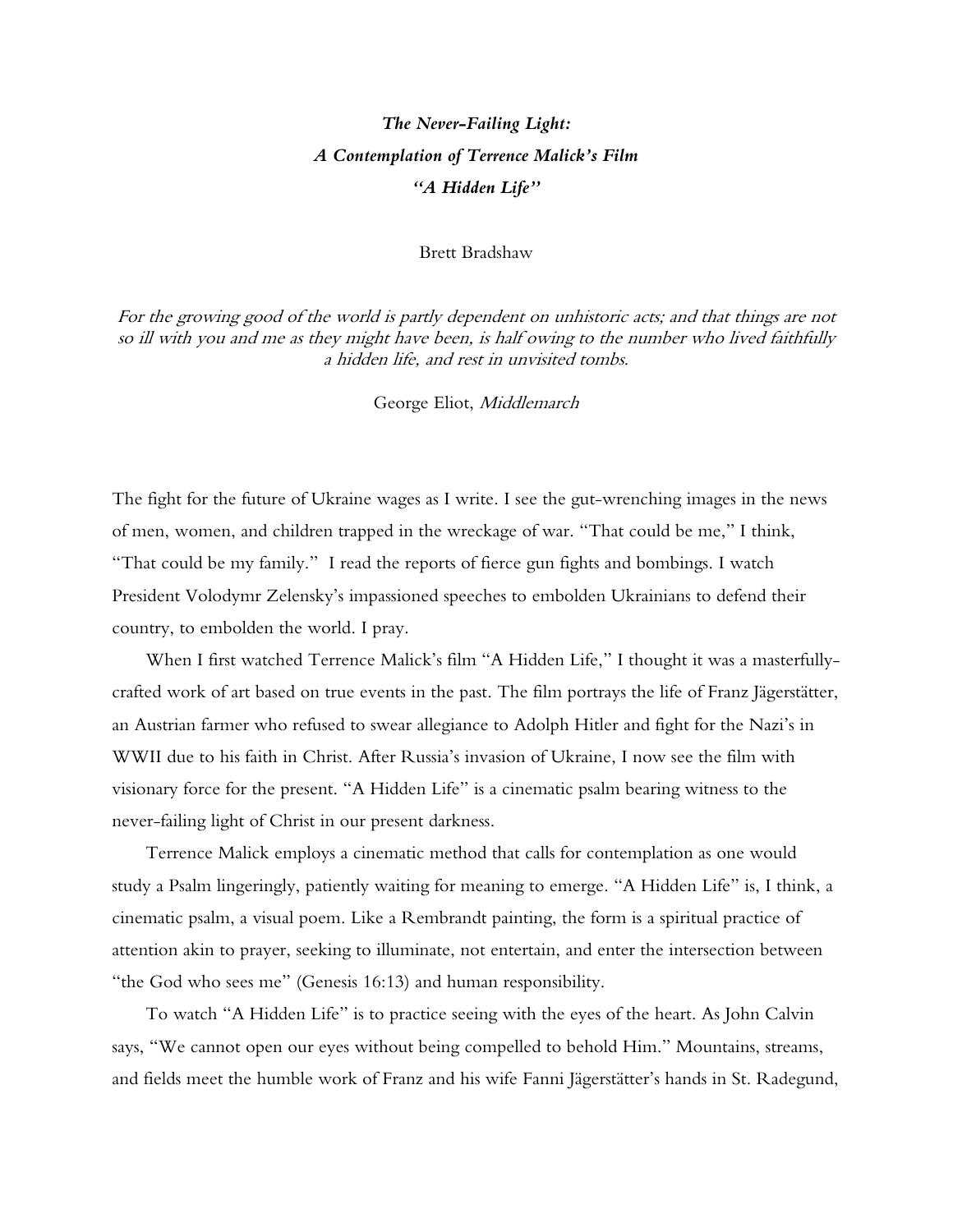# *The Never-Failing Light:*
# *A Contemplation of Terrence Malick's Film*
# *"A Hidden Life"*

Brett Bradshaw

*For the growing good of the world is partly dependent on unhistoric acts; and that things are not so ill with you and me as they might have been, is half owing to the number who lived faithfully a hidden life, and rest in unvisited tombs.*

George Eliot, *Middlemarch*

The fight for the future of Ukraine wages as I write. I see the gut-wrenching images in the news of men, women, and children trapped in the wreckage of war. "That could be me," I think, "That could be my family." I read the reports of fierce gun fights and bombings. I watch President Volodymr Zelensky's impassioned speeches to embolden Ukrainians to defend their country, to embolden the world. I pray.

When I first watched Terrence Malick's film "A Hidden Life," I thought it was a masterfully-crafted work of art based on true events in the past. The film portrays the life of Franz Jägerstätter, an Austrian farmer who refused to swear allegiance to Adolph Hitler and fight for the Nazi's in WWII due to his faith in Christ. After Russia's invasion of Ukraine, I now see the film with visionary force for the present. "A Hidden Life" is a cinematic psalm bearing witness to the never-failing light of Christ in our present darkness.

Terrence Malick employs a cinematic method that calls for contemplation as one would study a Psalm lingeringly, patiently waiting for meaning to emerge. "A Hidden Life" is, I think, a cinematic psalm, a visual poem. Like a Rembrandt painting, the form is a spiritual practice of attention akin to prayer, seeking to illuminate, not entertain, and enter the intersection between "the God who sees me" (Genesis 16:13) and human responsibility.

To watch "A Hidden Life" is to practice seeing with the eyes of the heart. As John Calvin says, "We cannot open our eyes without being compelled to behold Him." Mountains, streams, and fields meet the humble work of Franz and his wife Fanni Jägerstätter's hands in St. Radegund,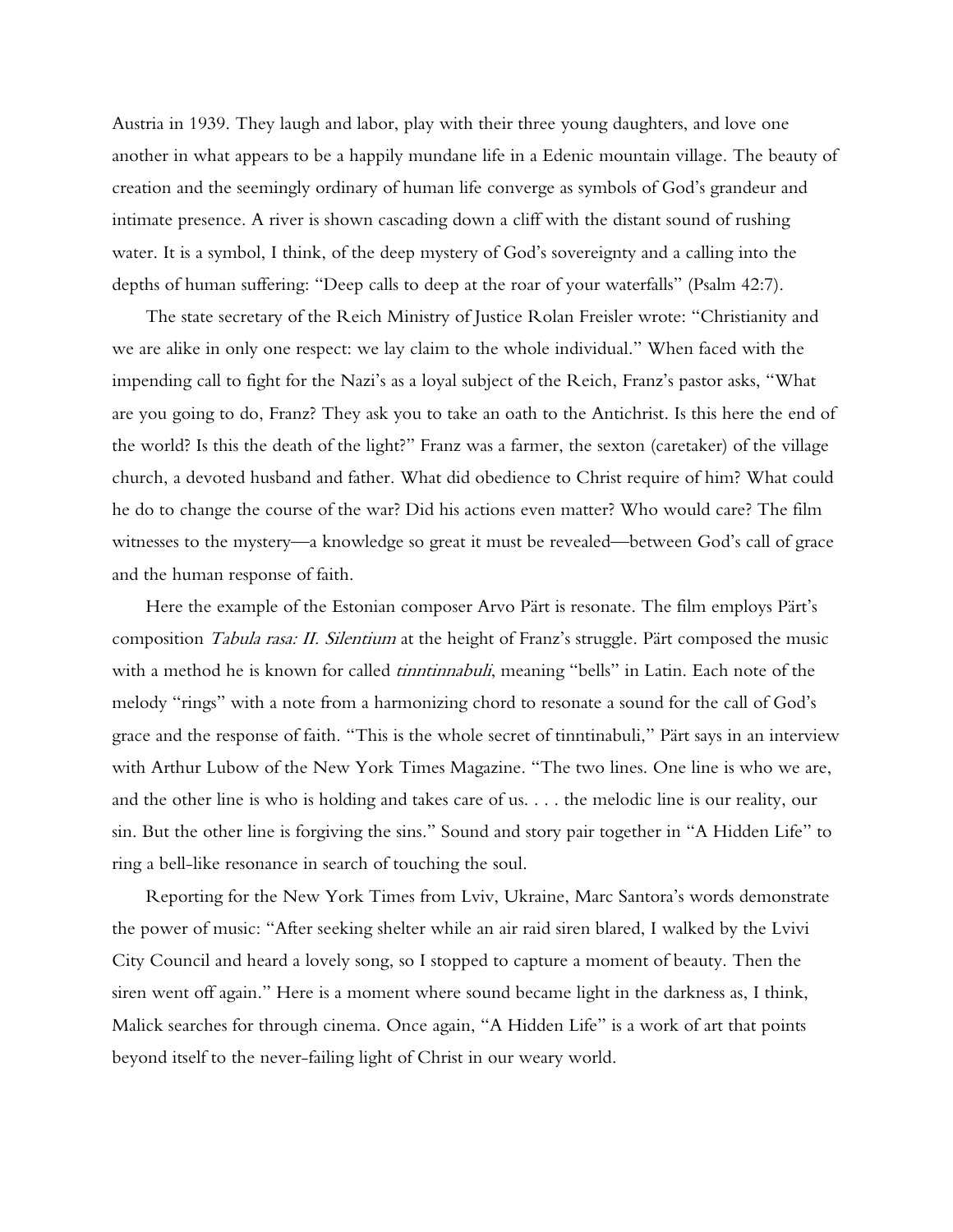Austria in 1939. They laugh and labor, play with their three young daughters, and love one another in what appears to be a happily mundane life in a Edenic mountain village. The beauty of creation and the seemingly ordinary of human life converge as symbols of God's grandeur and intimate presence. A river is shown cascading down a cliff with the distant sound of rushing water. It is a symbol, I think, of the deep mystery of God's sovereignty and a calling into the depths of human suffering: "Deep calls to deep at the roar of your waterfalls" (Psalm 42:7).

The state secretary of the Reich Ministry of Justice Rolan Freisler wrote: "Christianity and we are alike in only one respect: we lay claim to the whole individual." When faced with the impending call to fight for the Nazi's as a loyal subject of the Reich, Franz's pastor asks, "What are you going to do, Franz? They ask you to take an oath to the Antichrist. Is this here the end of the world? Is this the death of the light?" Franz was a farmer, the sexton (caretaker) of the village church, a devoted husband and father. What did obedience to Christ require of him? What could he do to change the course of the war? Did his actions even matter? Who would care? The film witnesses to the mystery—a knowledge so great it must be revealed—between God's call of grace and the human response of faith.

Here the example of the Estonian composer Arvo Pärt is resonate. The film employs Pärt's composition *Tabula rasa: II. Silentium* at the height of Franz's struggle. Pärt composed the music with a method he is known for called *tinntinnabuli*, meaning "bells" in Latin. Each note of the melody "rings" with a note from a harmonizing chord to resonate a sound for the call of God's grace and the response of faith. "This is the whole secret of tinntinabuli," Pärt says in an interview with Arthur Lubow of the New York Times Magazine. "The two lines. One line is who we are, and the other line is who is holding and takes care of us. . . . the melodic line is our reality, our sin. But the other line is forgiving the sins." Sound and story pair together in "A Hidden Life" to ring a bell-like resonance in search of touching the soul.

Reporting for the New York Times from Lviv, Ukraine, Marc Santora's words demonstrate the power of music: "After seeking shelter while an air raid siren blared, I walked by the Lvivi City Council and heard a lovely song, so I stopped to capture a moment of beauty. Then the siren went off again." Here is a moment where sound became light in the darkness as, I think, Malick searches for through cinema. Once again, "A Hidden Life" is a work of art that points beyond itself to the never-failing light of Christ in our weary world.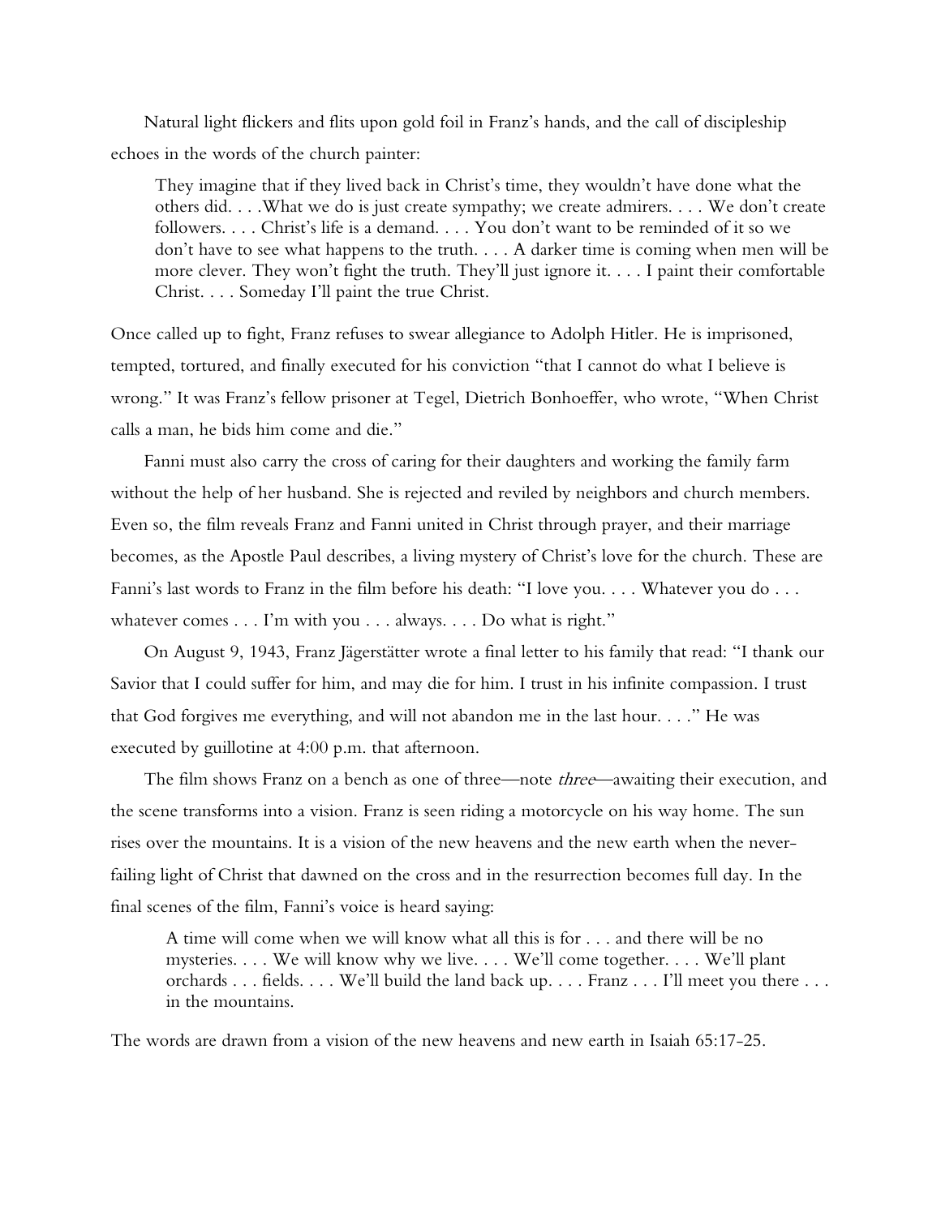Natural light flickers and flits upon gold foil in Franz's hands, and the call of discipleship echoes in the words of the church painter:

> They imagine that if they lived back in Christ's time, they wouldn't have done what the others did. . . .What we do is just create sympathy; we create admirers. . . . We don't create followers. . . . Christ's life is a demand. . . . You don't want to be reminded of it so we don't have to see what happens to the truth. . . . A darker time is coming when men will be more clever. They won't fight the truth. They'll just ignore it. . . . I paint their comfortable Christ. . . . Someday I'll paint the true Christ.

Once called up to fight, Franz refuses to swear allegiance to Adolph Hitler. He is imprisoned, tempted, tortured, and finally executed for his conviction "that I cannot do what I believe is wrong." It was Franz's fellow prisoner at Tegel, Dietrich Bonhoeffer, who wrote, "When Christ calls a man, he bids him come and die."

Fanni must also carry the cross of caring for their daughters and working the family farm without the help of her husband. She is rejected and reviled by neighbors and church members. Even so, the film reveals Franz and Fanni united in Christ through prayer, and their marriage becomes, as the Apostle Paul describes, a living mystery of Christ's love for the church. These are Fanni's last words to Franz in the film before his death: "I love you. . . . Whatever you do . . . whatever comes . . . I'm with you . . . always. . . . Do what is right."

On August 9, 1943, Franz Jägerstätter wrote a final letter to his family that read: "I thank our Savior that I could suffer for him, and may die for him. I trust in his infinite compassion. I trust that God forgives me everything, and will not abandon me in the last hour. . . ." He was executed by guillotine at 4:00 p.m. that afternoon.

The film shows Franz on a bench as one of three—note *three*—awaiting their execution, and the scene transforms into a vision. Franz is seen riding a motorcycle on his way home. The sun rises over the mountains. It is a vision of the new heavens and the new earth when the never-failing light of Christ that dawned on the cross and in the resurrection becomes full day. In the final scenes of the film, Fanni's voice is heard saying:

> A time will come when we will know what all this is for . . . and there will be no mysteries. . . . We will know why we live. . . . We'll come together. . . . We'll plant orchards . . . fields. . . . We'll build the land back up. . . . Franz . . . I'll meet you there . . . in the mountains.

The words are drawn from a vision of the new heavens and new earth in Isaiah 65:17-25.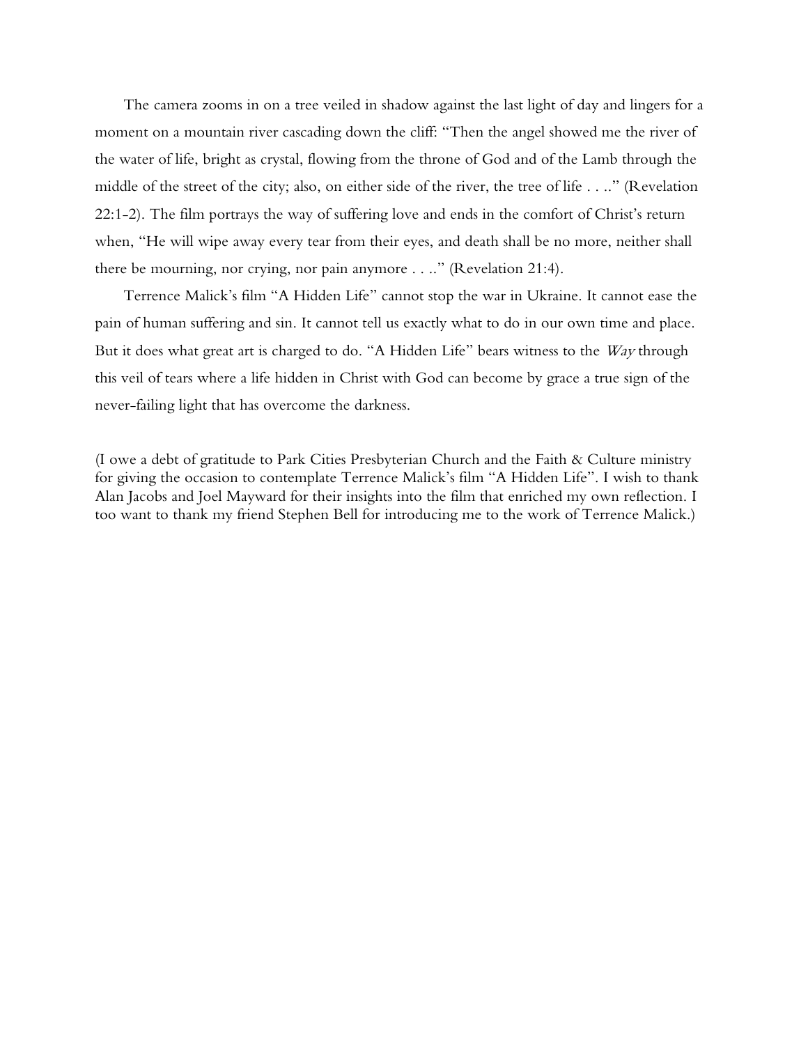The camera zooms in on a tree veiled in shadow against the last light of day and lingers for a moment on a mountain river cascading down the cliff: "Then the angel showed me the river of the water of life, bright as crystal, flowing from the throne of God and of the Lamb through the middle of the street of the city; also, on either side of the river, the tree of life . . .." (Revelation 22:1-2). The film portrays the way of suffering love and ends in the comfort of Christ's return when, "He will wipe away every tear from their eyes, and death shall be no more, neither shall there be mourning, nor crying, nor pain anymore . . .." (Revelation 21:4).

Terrence Malick's film "A Hidden Life" cannot stop the war in Ukraine. It cannot ease the pain of human suffering and sin. It cannot tell us exactly what to do in our own time and place. But it does what great art is charged to do. "A Hidden Life" bears witness to the *Way* through this veil of tears where a life hidden in Christ with God can become by grace a true sign of the never-failing light that has overcome the darkness.

(I owe a debt of gratitude to Park Cities Presbyterian Church and the Faith & Culture ministry for giving the occasion to contemplate Terrence Malick's film "A Hidden Life". I wish to thank Alan Jacobs and Joel Mayward for their insights into the film that enriched my own reflection. I too want to thank my friend Stephen Bell for introducing me to the work of Terrence Malick.)